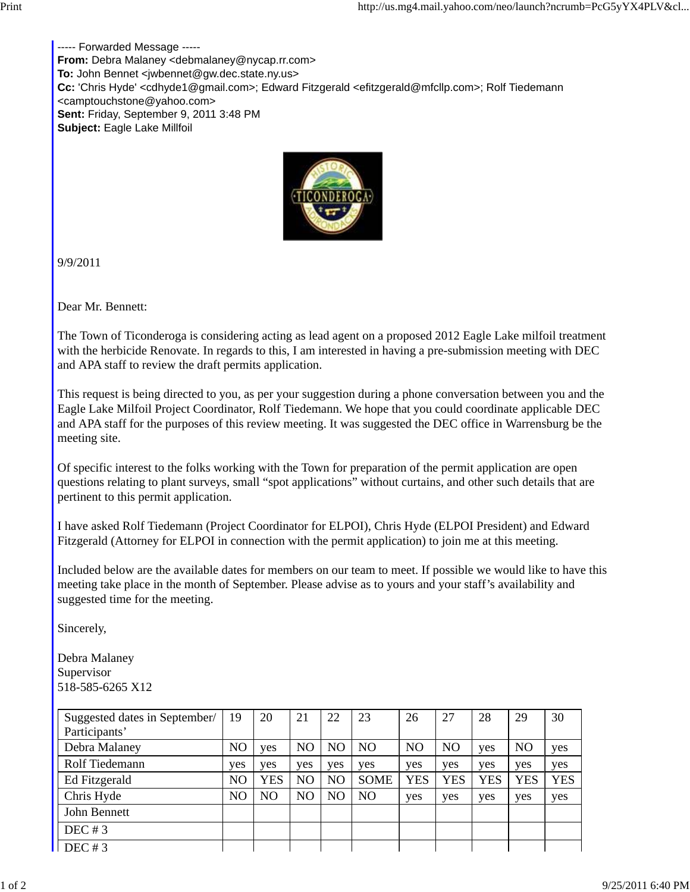----- Forwarded Message -----
**From:** Debra Malaney <debmalaney@nycap.rr.com>
**To:** John Bennet <jwbennet@gw.dec.state.ny.us>
**Cc:** 'Chris Hyde' <cdhyde1@gmail.com>; Edward Fitzgerald <efitzgerald@mfcllp.com>; Rolf Tiedemann <camptouchstone@yahoo.com>
**Sent:** Friday, September 9, 2011 3:48 PM
**Subject:** Eagle Lake Millfoil

9/9/2011

Dear Mr. Bennett:

The Town of Ticonderoga is considering acting as lead agent on a proposed 2012 Eagle Lake milfoil treatment with the herbicide Renovate. In regards to this, I am interested in having a pre-submission meeting with DEC and APA staff to review the draft permits application.

This request is being directed to you, as per your suggestion during a phone conversation between you and the Eagle Lake Milfoil Project Coordinator, Rolf Tiedemann. We hope that you could coordinate applicable DEC and APA staff for the purposes of this review meeting. It was suggested the DEC office in Warrensburg be the meeting site.

Of specific interest to the folks working with the Town for preparation of the permit application are open questions relating to plant surveys, small "spot applications" without curtains, and other such details that are pertinent to this permit application.

I have asked Rolf Tiedemann (Project Coordinator for ELPOI), Chris Hyde (ELPOI President) and Edward Fitzgerald (Attorney for ELPOI in connection with the permit application) to join me at this meeting.

Included below are the available dates for members on our team to meet. If possible we would like to have this meeting take place in the month of September. Please advise as to yours and your staff's availability and suggested time for the meeting.

Sincerely,

Debra Malaney
Supervisor
518-585-6265 X12

| Suggested dates in September/ Participants' | 19 | 20 | 21 | 22 | 23 | 26 | 27 | 28 | 29 | 30 |
|---|---|---|---|---|---|---|---|---|---|---|
| Debra Malaney | NO | yes | NO | NO | NO | NO | NO | yes | NO | yes |
| Rolf Tiedemann | yes | yes | yes | yes | yes | yes | yes | yes | yes | yes |
| Ed Fitzgerald | NO | YES | NO | NO | SOME | YES | YES | YES | YES | YES |
| Chris Hyde | NO | NO | NO | NO | NO | yes | yes | yes | yes | yes |
| John Bennett | | | | | | | | | | |
| DEC # 3 | | | | | | | | | | |
| DEC # 3 | | | | | | | | | | |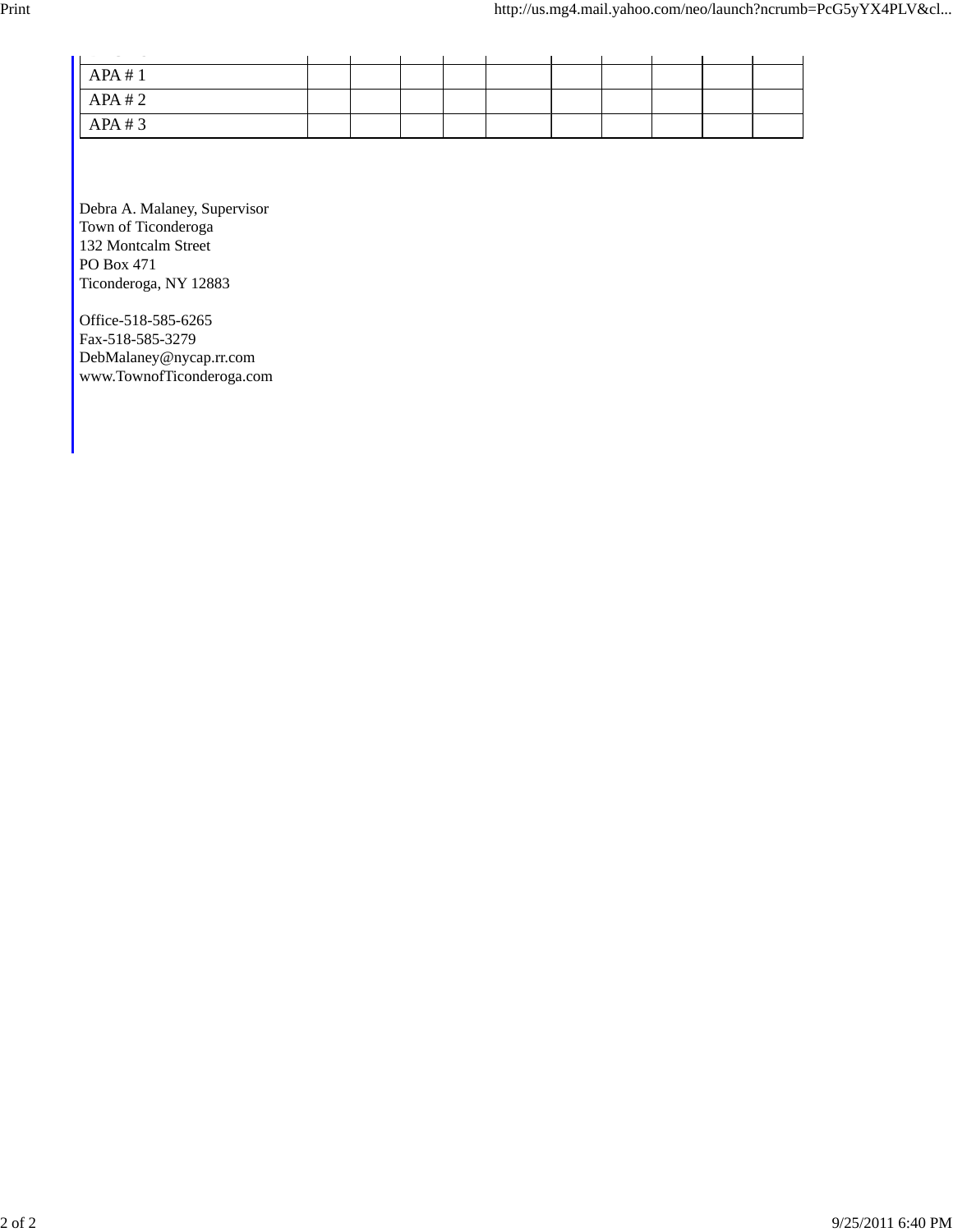| | | | | | | | | | | |
|---|---|---|---|---|---|---|---|---|---|---|
| APA # 1 | | | | | | | | | | |
| APA # 2 | | | | | | | | | | |
| APA # 3 | | | | | | | | | | |

Debra A. Malaney, Supervisor
Town of Ticonderoga
132 Montcalm Street
PO Box 471
Ticonderoga, NY 12883

Office-518-585-6265
Fax-518-585-3279
DebMalaney@nycap.rr.com
www.TownofTiconderoga.com